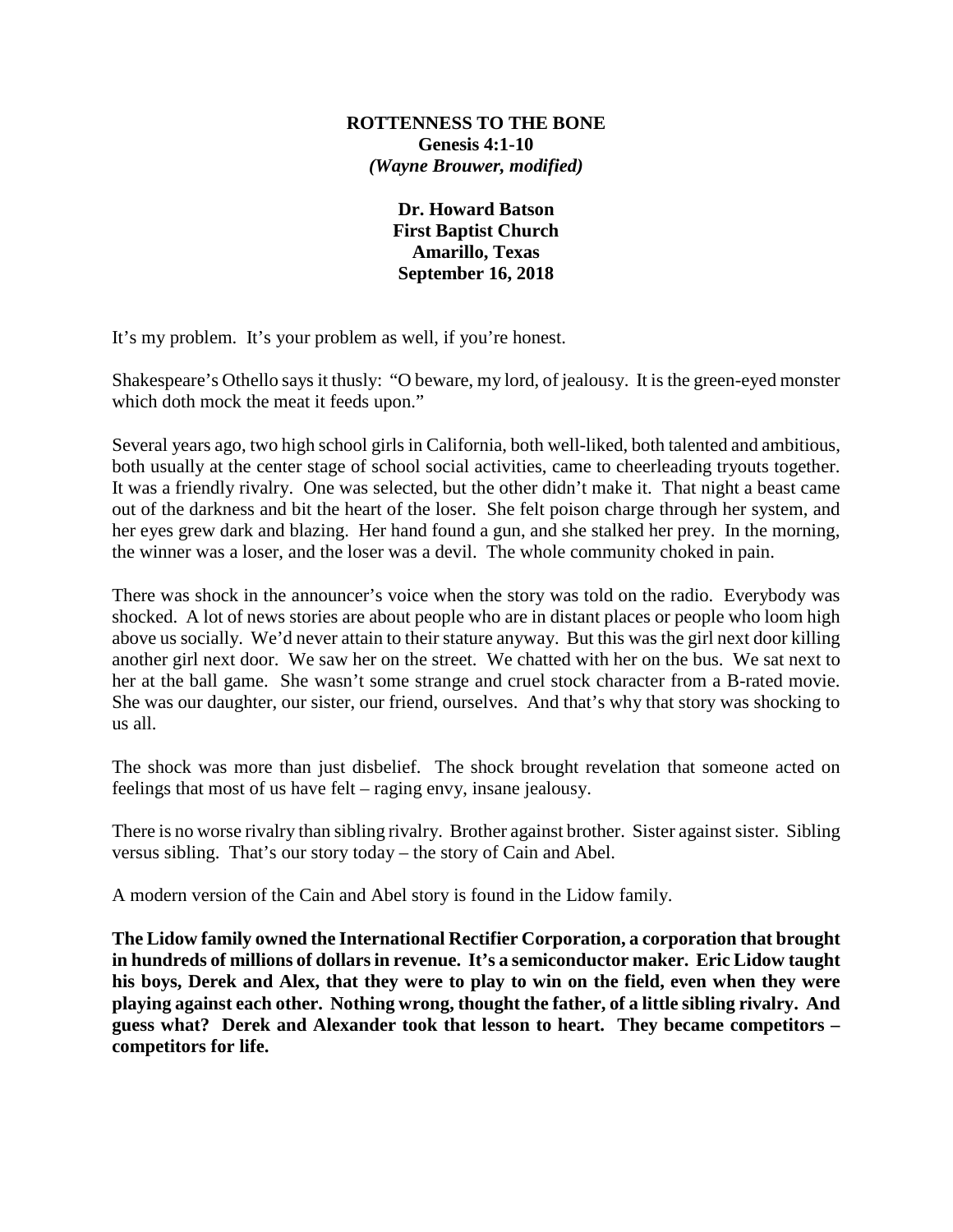**ROTTENNESS TO THE BONE**
**Genesis 4:1-10**
***(Wayne Brouwer, modified)***

**Dr. Howard Batson**
**First Baptist Church**
**Amarillo, Texas**
**September 16, 2018**

It's my problem. It's your problem as well, if you're honest.

Shakespeare's Othello says it thusly: "O beware, my lord, of jealousy. It is the green-eyed monster which doth mock the meat it feeds upon."

Several years ago, two high school girls in California, both well-liked, both talented and ambitious, both usually at the center stage of school social activities, came to cheerleading tryouts together. It was a friendly rivalry. One was selected, but the other didn't make it. That night a beast came out of the darkness and bit the heart of the loser. She felt poison charge through her system, and her eyes grew dark and blazing. Her hand found a gun, and she stalked her prey. In the morning, the winner was a loser, and the loser was a devil. The whole community choked in pain.

There was shock in the announcer's voice when the story was told on the radio. Everybody was shocked. A lot of news stories are about people who are in distant places or people who loom high above us socially. We'd never attain to their stature anyway. But this was the girl next door killing another girl next door. We saw her on the street. We chatted with her on the bus. We sat next to her at the ball game. She wasn't some strange and cruel stock character from a B-rated movie. She was our daughter, our sister, our friend, ourselves. And that's why that story was shocking to us all.

The shock was more than just disbelief. The shock brought revelation that someone acted on feelings that most of us have felt – raging envy, insane jealousy.

There is no worse rivalry than sibling rivalry. Brother against brother. Sister against sister. Sibling versus sibling. That's our story today – the story of Cain and Abel.

A modern version of the Cain and Abel story is found in the Lidow family.

**The Lidow family owned the International Rectifier Corporation, a corporation that brought in hundreds of millions of dollars in revenue. It's a semiconductor maker. Eric Lidow taught his boys, Derek and Alex, that they were to play to win on the field, even when they were playing against each other. Nothing wrong, thought the father, of a little sibling rivalry. And guess what? Derek and Alexander took that lesson to heart. They became competitors – competitors for life.**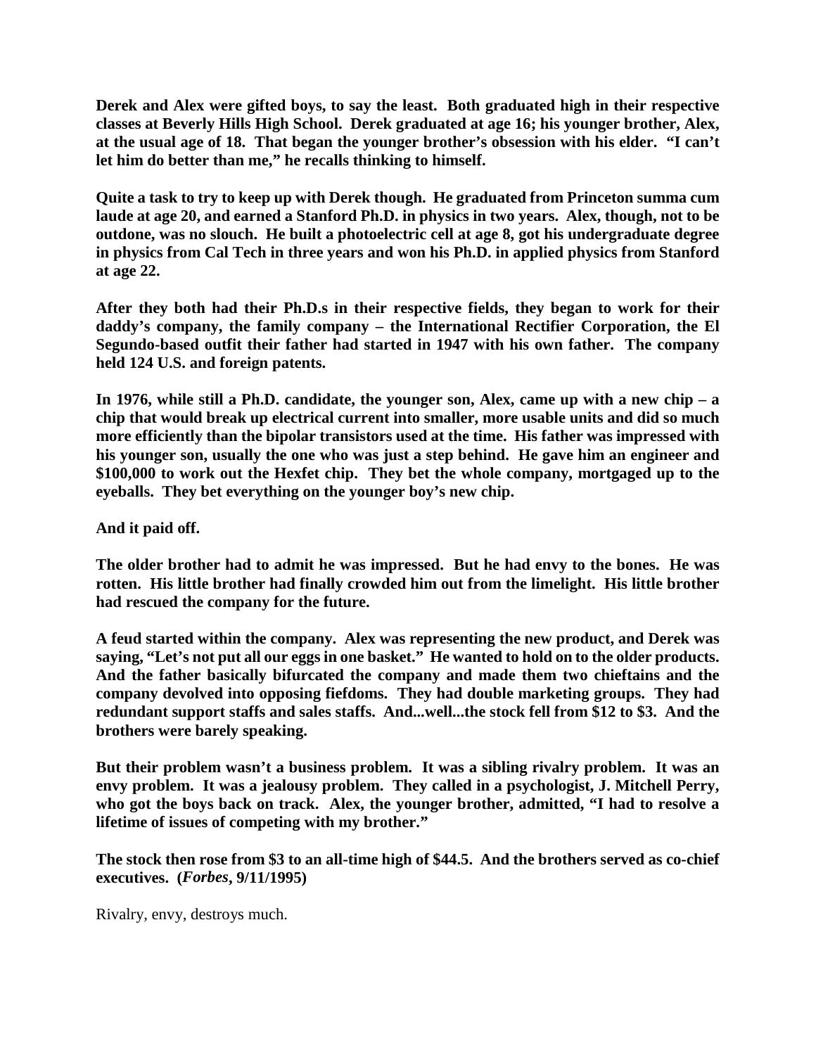**Derek and Alex were gifted boys, to say the least. Both graduated high in their respective classes at Beverly Hills High School. Derek graduated at age 16; his younger brother, Alex, at the usual age of 18. That began the younger brother's obsession with his elder. "I can't let him do better than me," he recalls thinking to himself.**

**Quite a task to try to keep up with Derek though. He graduated from Princeton summa cum laude at age 20, and earned a Stanford Ph.D. in physics in two years. Alex, though, not to be outdone, was no slouch. He built a photoelectric cell at age 8, got his undergraduate degree in physics from Cal Tech in three years and won his Ph.D. in applied physics from Stanford at age 22.**

**After they both had their Ph.D.s in their respective fields, they began to work for their daddy's company, the family company – the International Rectifier Corporation, the El Segundo-based outfit their father had started in 1947 with his own father. The company held 124 U.S. and foreign patents.**

**In 1976, while still a Ph.D. candidate, the younger son, Alex, came up with a new chip – a chip that would break up electrical current into smaller, more usable units and did so much more efficiently than the bipolar transistors used at the time. His father was impressed with his younger son, usually the one who was just a step behind. He gave him an engineer and $100,000 to work out the Hexfet chip. They bet the whole company, mortgaged up to the eyeballs. They bet everything on the younger boy's new chip.**

**And it paid off.**

**The older brother had to admit he was impressed. But he had envy to the bones. He was rotten. His little brother had finally crowded him out from the limelight. His little brother had rescued the company for the future.**

**A feud started within the company. Alex was representing the new product, and Derek was saying, "Let's not put all our eggs in one basket." He wanted to hold on to the older products. And the father basically bifurcated the company and made them two chieftains and the company devolved into opposing fiefdoms. They had double marketing groups. They had redundant support staffs and sales staffs. And...well...the stock fell from $12 to $3. And the brothers were barely speaking.**

**But their problem wasn't a business problem. It was a sibling rivalry problem. It was an envy problem. It was a jealousy problem. They called in a psychologist, J. Mitchell Perry, who got the boys back on track. Alex, the younger brother, admitted, "I had to resolve a lifetime of issues of competing with my brother."**

**The stock then rose from $3 to an all-time high of $44.5. And the brothers served as co-chief executives. (*Forbes*, 9/11/1995)**

Rivalry, envy, destroys much.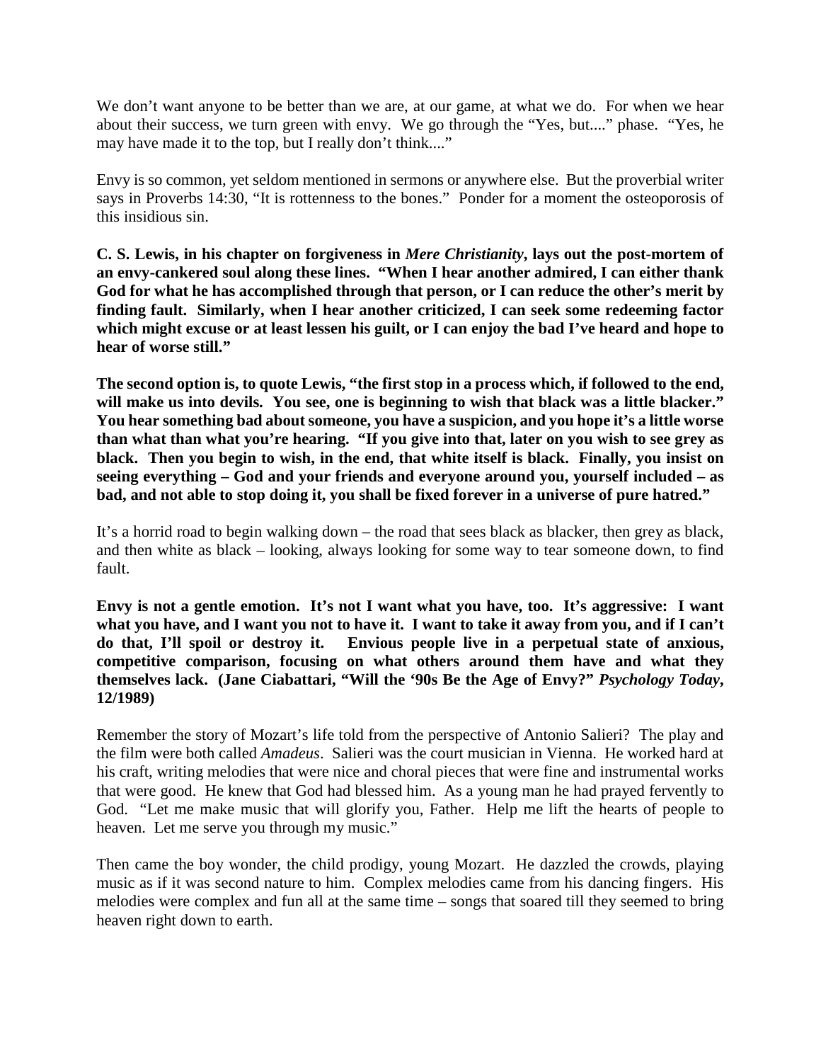We don't want anyone to be better than we are, at our game, at what we do. For when we hear about their success, we turn green with envy. We go through the "Yes, but...." phase. "Yes, he may have made it to the top, but I really don't think...."

Envy is so common, yet seldom mentioned in sermons or anywhere else. But the proverbial writer says in Proverbs 14:30, "It is rottenness to the bones." Ponder for a moment the osteoporosis of this insidious sin.

**C. S. Lewis, in his chapter on forgiveness in *Mere Christianity*, lays out the post-mortem of an envy-cankered soul along these lines. "When I hear another admired, I can either thank God for what he has accomplished through that person, or I can reduce the other's merit by finding fault. Similarly, when I hear another criticized, I can seek some redeeming factor which might excuse or at least lessen his guilt, or I can enjoy the bad I've heard and hope to hear of worse still."**

**The second option is, to quote Lewis, "the first stop in a process which, if followed to the end, will make us into devils. You see, one is beginning to wish that black was a little blacker." You hear something bad about someone, you have a suspicion, and you hope it's a little worse than what than what you're hearing. "If you give into that, later on you wish to see grey as black. Then you begin to wish, in the end, that white itself is black. Finally, you insist on seeing everything – God and your friends and everyone around you, yourself included – as bad, and not able to stop doing it, you shall be fixed forever in a universe of pure hatred."**

It's a horrid road to begin walking down – the road that sees black as blacker, then grey as black, and then white as black – looking, always looking for some way to tear someone down, to find fault.

**Envy is not a gentle emotion. It's not I want what you have, too. It's aggressive: I want what you have, and I want you not to have it. I want to take it away from you, and if I can't do that, I'll spoil or destroy it. Envious people live in a perpetual state of anxious, competitive comparison, focusing on what others around them have and what they themselves lack. (Jane Ciabattari, "Will the '90s Be the Age of Envy?" *Psychology Today*, 12/1989)**

Remember the story of Mozart's life told from the perspective of Antonio Salieri? The play and the film were both called *Amadeus*. Salieri was the court musician in Vienna. He worked hard at his craft, writing melodies that were nice and choral pieces that were fine and instrumental works that were good. He knew that God had blessed him. As a young man he had prayed fervently to God. "Let me make music that will glorify you, Father. Help me lift the hearts of people to heaven. Let me serve you through my music."

Then came the boy wonder, the child prodigy, young Mozart. He dazzled the crowds, playing music as if it was second nature to him. Complex melodies came from his dancing fingers. His melodies were complex and fun all at the same time – songs that soared till they seemed to bring heaven right down to earth.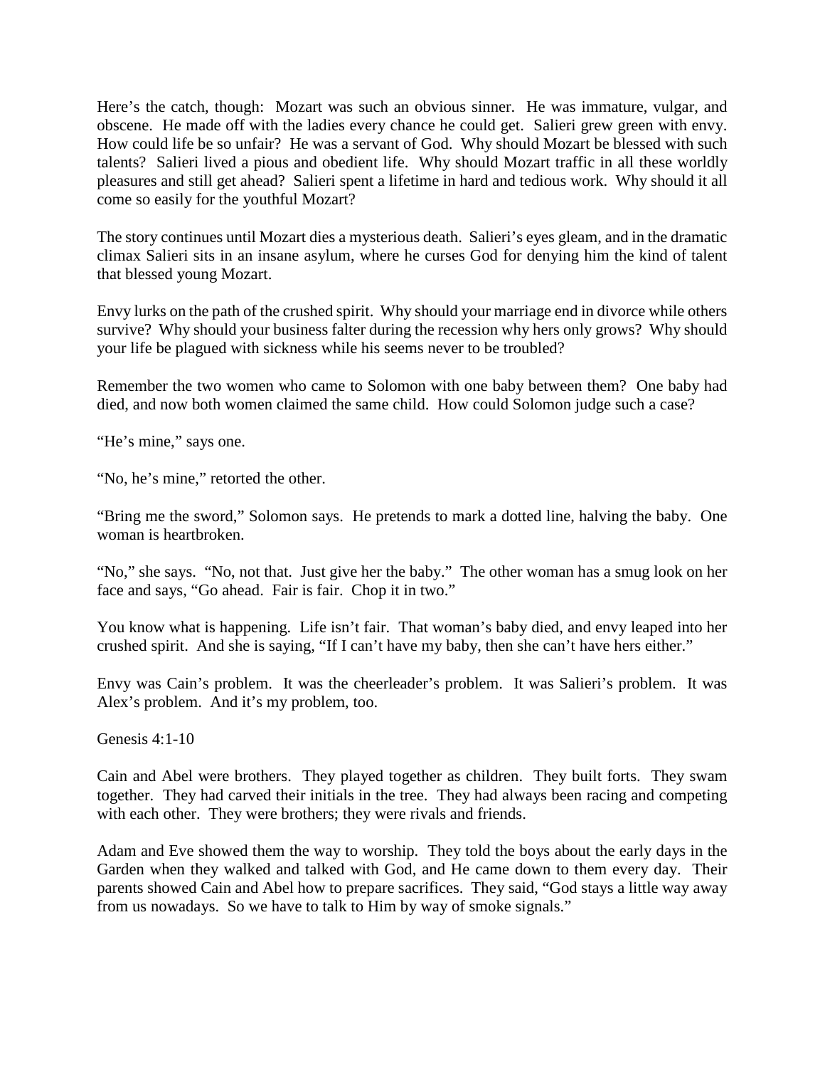Here's the catch, though: Mozart was such an obvious sinner. He was immature, vulgar, and obscene. He made off with the ladies every chance he could get. Salieri grew green with envy. How could life be so unfair? He was a servant of God. Why should Mozart be blessed with such talents? Salieri lived a pious and obedient life. Why should Mozart traffic in all these worldly pleasures and still get ahead? Salieri spent a lifetime in hard and tedious work. Why should it all come so easily for the youthful Mozart?

The story continues until Mozart dies a mysterious death. Salieri's eyes gleam, and in the dramatic climax Salieri sits in an insane asylum, where he curses God for denying him the kind of talent that blessed young Mozart.

Envy lurks on the path of the crushed spirit. Why should your marriage end in divorce while others survive? Why should your business falter during the recession why hers only grows? Why should your life be plagued with sickness while his seems never to be troubled?

Remember the two women who came to Solomon with one baby between them? One baby had died, and now both women claimed the same child. How could Solomon judge such a case?

"He's mine," says one.

"No, he's mine," retorted the other.

"Bring me the sword," Solomon says. He pretends to mark a dotted line, halving the baby. One woman is heartbroken.

"No," she says. "No, not that. Just give her the baby." The other woman has a smug look on her face and says, "Go ahead. Fair is fair. Chop it in two."

You know what is happening. Life isn't fair. That woman's baby died, and envy leaped into her crushed spirit. And she is saying, "If I can't have my baby, then she can't have hers either."

Envy was Cain's problem. It was the cheerleader's problem. It was Salieri's problem. It was Alex's problem. And it's my problem, too.

Genesis 4:1-10

Cain and Abel were brothers. They played together as children. They built forts. They swam together. They had carved their initials in the tree. They had always been racing and competing with each other. They were brothers; they were rivals and friends.

Adam and Eve showed them the way to worship. They told the boys about the early days in the Garden when they walked and talked with God, and He came down to them every day. Their parents showed Cain and Abel how to prepare sacrifices. They said, "God stays a little way away from us nowadays. So we have to talk to Him by way of smoke signals."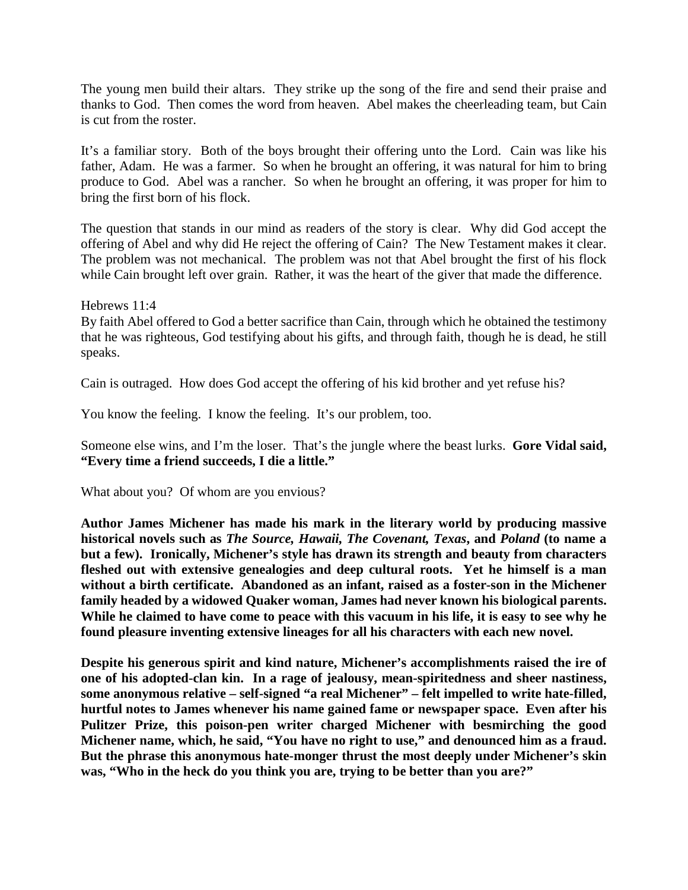The young men build their altars. They strike up the song of the fire and send their praise and thanks to God. Then comes the word from heaven. Abel makes the cheerleading team, but Cain is cut from the roster.

It's a familiar story. Both of the boys brought their offering unto the Lord. Cain was like his father, Adam. He was a farmer. So when he brought an offering, it was natural for him to bring produce to God. Abel was a rancher. So when he brought an offering, it was proper for him to bring the first born of his flock.

The question that stands in our mind as readers of the story is clear. Why did God accept the offering of Abel and why did He reject the offering of Cain? The New Testament makes it clear. The problem was not mechanical. The problem was not that Abel brought the first of his flock while Cain brought left over grain. Rather, it was the heart of the giver that made the difference.

Hebrews 11:4
By faith Abel offered to God a better sacrifice than Cain, through which he obtained the testimony that he was righteous, God testifying about his gifts, and through faith, though he is dead, he still speaks.

Cain is outraged. How does God accept the offering of his kid brother and yet refuse his?

You know the feeling. I know the feeling. It's our problem, too.

Someone else wins, and I'm the loser. That's the jungle where the beast lurks. **Gore Vidal said, "Every time a friend succeeds, I die a little."**

What about you? Of whom are you envious?

**Author James Michener has made his mark in the literary world by producing massive historical novels such as *The Source, Hawaii, The Covenant, Texas*, and *Poland* (to name a but a few). Ironically, Michener's style has drawn its strength and beauty from characters fleshed out with extensive genealogies and deep cultural roots. Yet he himself is a man without a birth certificate. Abandoned as an infant, raised as a foster-son in the Michener family headed by a widowed Quaker woman, James had never known his biological parents. While he claimed to have come to peace with this vacuum in his life, it is easy to see why he found pleasure inventing extensive lineages for all his characters with each new novel.**

**Despite his generous spirit and kind nature, Michener's accomplishments raised the ire of one of his adopted-clan kin. In a rage of jealousy, mean-spiritedness and sheer nastiness, some anonymous relative – self-signed "a real Michener" – felt impelled to write hate-filled, hurtful notes to James whenever his name gained fame or newspaper space. Even after his Pulitzer Prize, this poison-pen writer charged Michener with besmirching the good Michener name, which, he said, "You have no right to use," and denounced him as a fraud. But the phrase this anonymous hate-monger thrust the most deeply under Michener's skin was, "Who in the heck do you think you are, trying to be better than you are?"**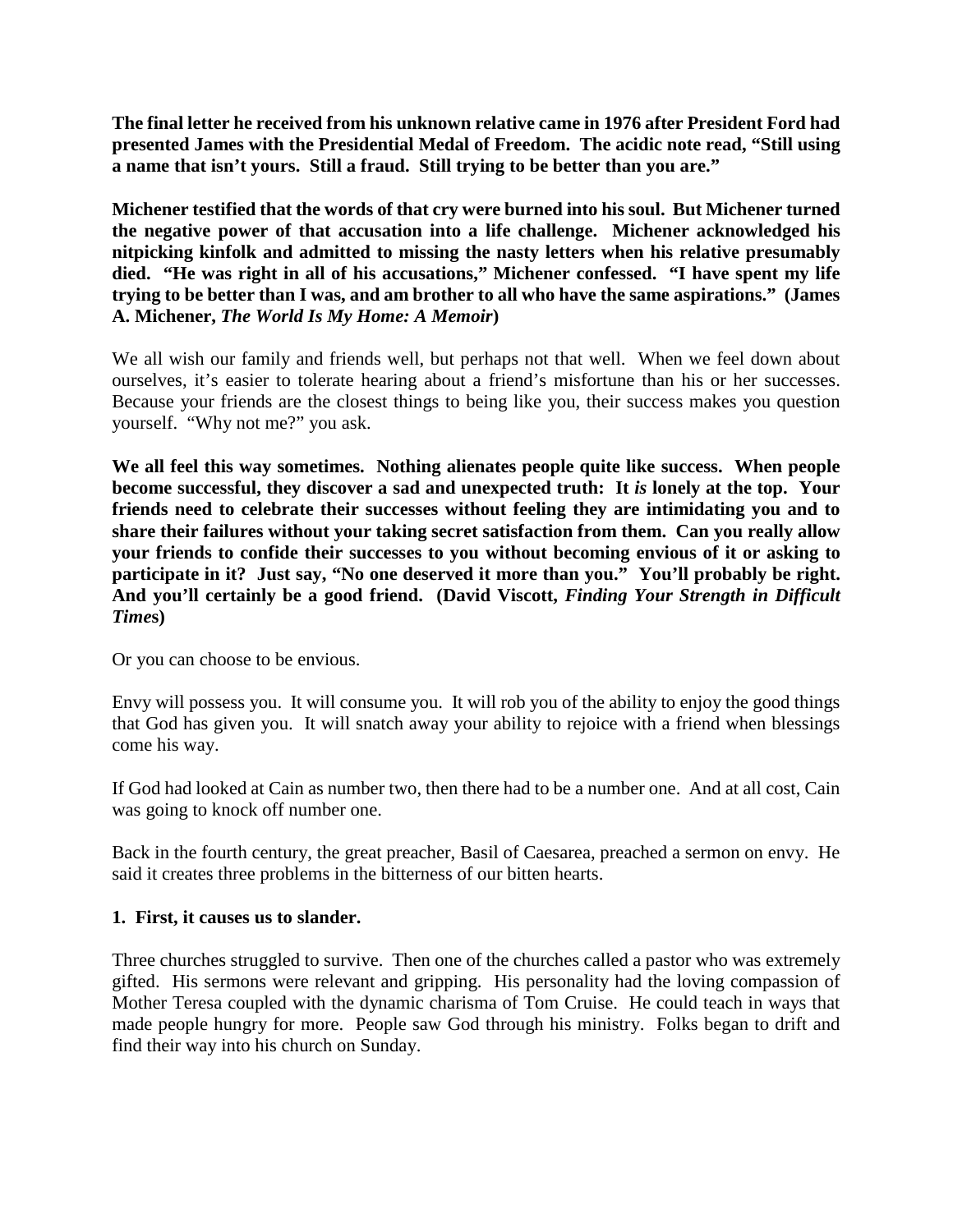**The final letter he received from his unknown relative came in 1976 after President Ford had presented James with the Presidential Medal of Freedom. The acidic note read, "Still using a name that isn't yours. Still a fraud. Still trying to be better than you are."**

**Michener testified that the words of that cry were burned into his soul. But Michener turned the negative power of that accusation into a life challenge. Michener acknowledged his nitpicking kinfolk and admitted to missing the nasty letters when his relative presumably died. "He was right in all of his accusations," Michener confessed. "I have spent my life trying to be better than I was, and am brother to all who have the same aspirations." (James A. Michener, *The World Is My Home: A Memoir*)**

We all wish our family and friends well, but perhaps not that well. When we feel down about ourselves, it's easier to tolerate hearing about a friend's misfortune than his or her successes. Because your friends are the closest things to being like you, their success makes you question yourself. "Why not me?" you ask.

**We all feel this way sometimes. Nothing alienates people quite like success. When people become successful, they discover a sad and unexpected truth: It *is* lonely at the top. Your friends need to celebrate their successes without feeling they are intimidating you and to share their failures without your taking secret satisfaction from them. Can you really allow your friends to confide their successes to you without becoming envious of it or asking to participate in it? Just say, "No one deserved it more than you." You'll probably be right. And you'll certainly be a good friend. (David Viscott, *Finding Your Strength in Difficult Times*)**

Or you can choose to be envious.

Envy will possess you. It will consume you. It will rob you of the ability to enjoy the good things that God has given you. It will snatch away your ability to rejoice with a friend when blessings come his way.

If God had looked at Cain as number two, then there had to be a number one. And at all cost, Cain was going to knock off number one.

Back in the fourth century, the great preacher, Basil of Caesarea, preached a sermon on envy. He said it creates three problems in the bitterness of our bitten hearts.

**1. First, it causes us to slander.**

Three churches struggled to survive. Then one of the churches called a pastor who was extremely gifted. His sermons were relevant and gripping. His personality had the loving compassion of Mother Teresa coupled with the dynamic charisma of Tom Cruise. He could teach in ways that made people hungry for more. People saw God through his ministry. Folks began to drift and find their way into his church on Sunday.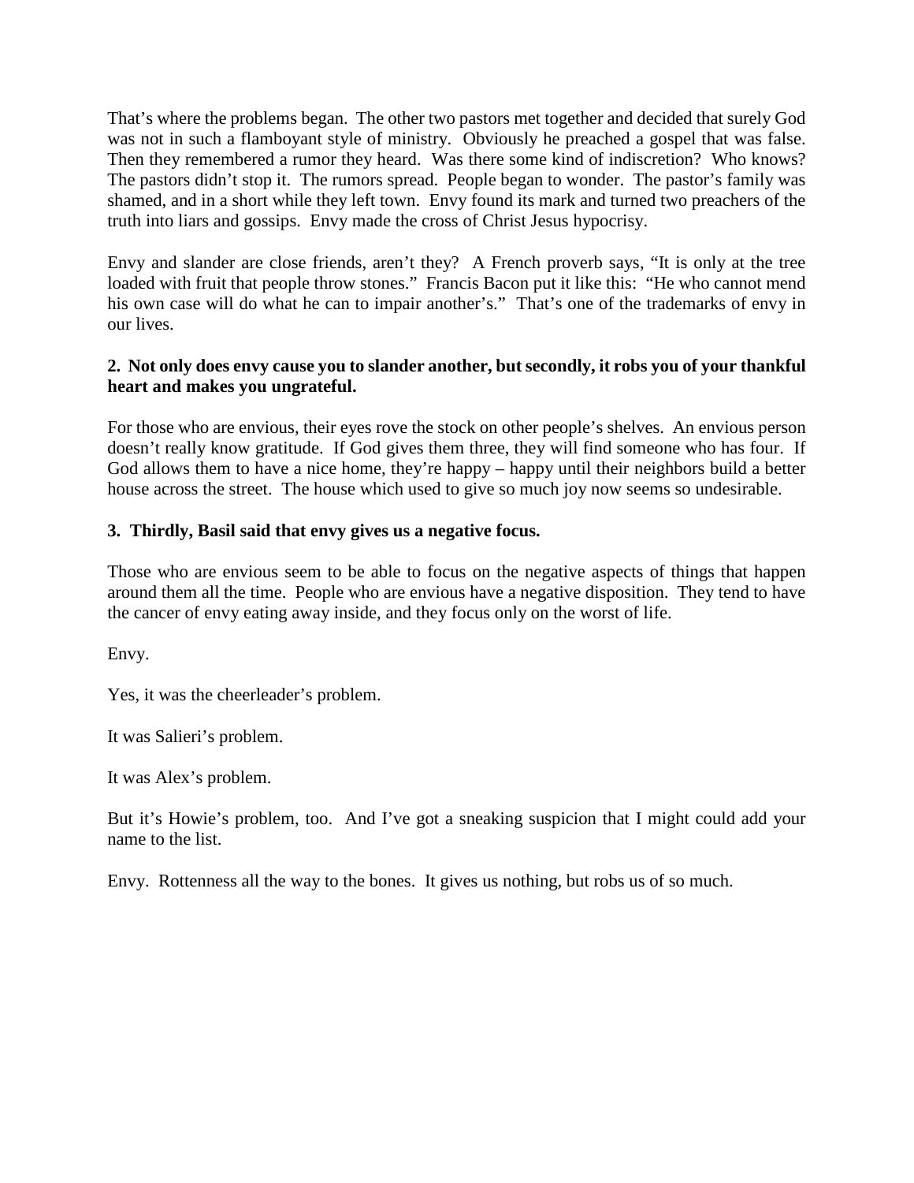That's where the problems began. The other two pastors met together and decided that surely God was not in such a flamboyant style of ministry. Obviously he preached a gospel that was false. Then they remembered a rumor they heard. Was there some kind of indiscretion? Who knows? The pastors didn't stop it. The rumors spread. People began to wonder. The pastor's family was shamed, and in a short while they left town. Envy found its mark and turned two preachers of the truth into liars and gossips. Envy made the cross of Christ Jesus hypocrisy.

Envy and slander are close friends, aren't they? A French proverb says, "It is only at the tree loaded with fruit that people throw stones." Francis Bacon put it like this: "He who cannot mend his own case will do what he can to impair another's." That's one of the trademarks of envy in our lives.

**2. Not only does envy cause you to slander another, but secondly, it robs you of your thankful heart and makes you ungrateful.**

For those who are envious, their eyes rove the stock on other people's shelves. An envious person doesn't really know gratitude. If God gives them three, they will find someone who has four. If God allows them to have a nice home, they're happy – happy until their neighbors build a better house across the street. The house which used to give so much joy now seems so undesirable.

**3. Thirdly, Basil said that envy gives us a negative focus.**

Those who are envious seem to be able to focus on the negative aspects of things that happen around them all the time. People who are envious have a negative disposition. They tend to have the cancer of envy eating away inside, and they focus only on the worst of life.

Envy.

Yes, it was the cheerleader's problem.

It was Salieri's problem.

It was Alex's problem.

But it's Howie's problem, too. And I've got a sneaking suspicion that I might could add your name to the list.

Envy. Rottenness all the way to the bones. It gives us nothing, but robs us of so much.